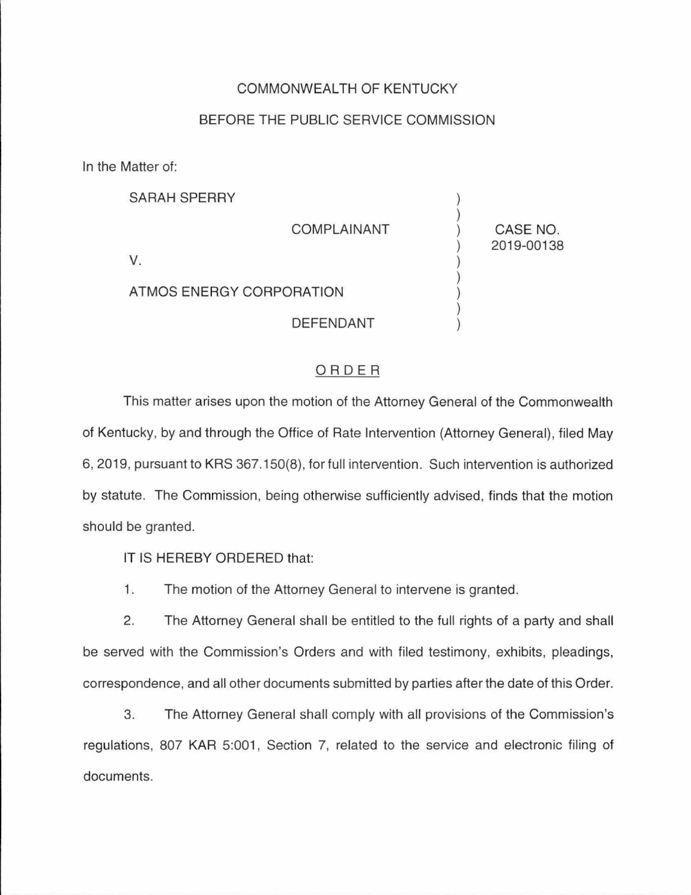COMMONWEALTH OF KENTUCKY

BEFORE THE PUBLIC SERVICE COMMISSION

In the Matter of:

| | | |
|---|---|---|
| SARAH SPERRY | ) | |
| COMPLAINANT | ) | CASE NO. 2019-00138 |
| V. | ) | |
| ATMOS ENERGY CORPORATION | ) | |
| DEFENDANT | ) | |

## ORDER

This matter arises upon the motion of the Attorney General of the Commonwealth of Kentucky, by and through the Office of Rate Intervention (Attorney General), filed May 6, 2019, pursuant to KRS 367.150(8), for full intervention. Such intervention is authorized by statute. The Commission, being otherwise sufficiently advised, finds that the motion should be granted.

IT IS HEREBY ORDERED that:

1. The motion of the Attorney General to intervene is granted.

2. The Attorney General shall be entitled to the full rights of a party and shall be served with the Commission's Orders and with filed testimony, exhibits, pleadings, correspondence, and all other documents submitted by parties after the date of this Order.

3. The Attorney General shall comply with all provisions of the Commission's regulations, 807 KAR 5:001, Section 7, related to the service and electronic filing of documents.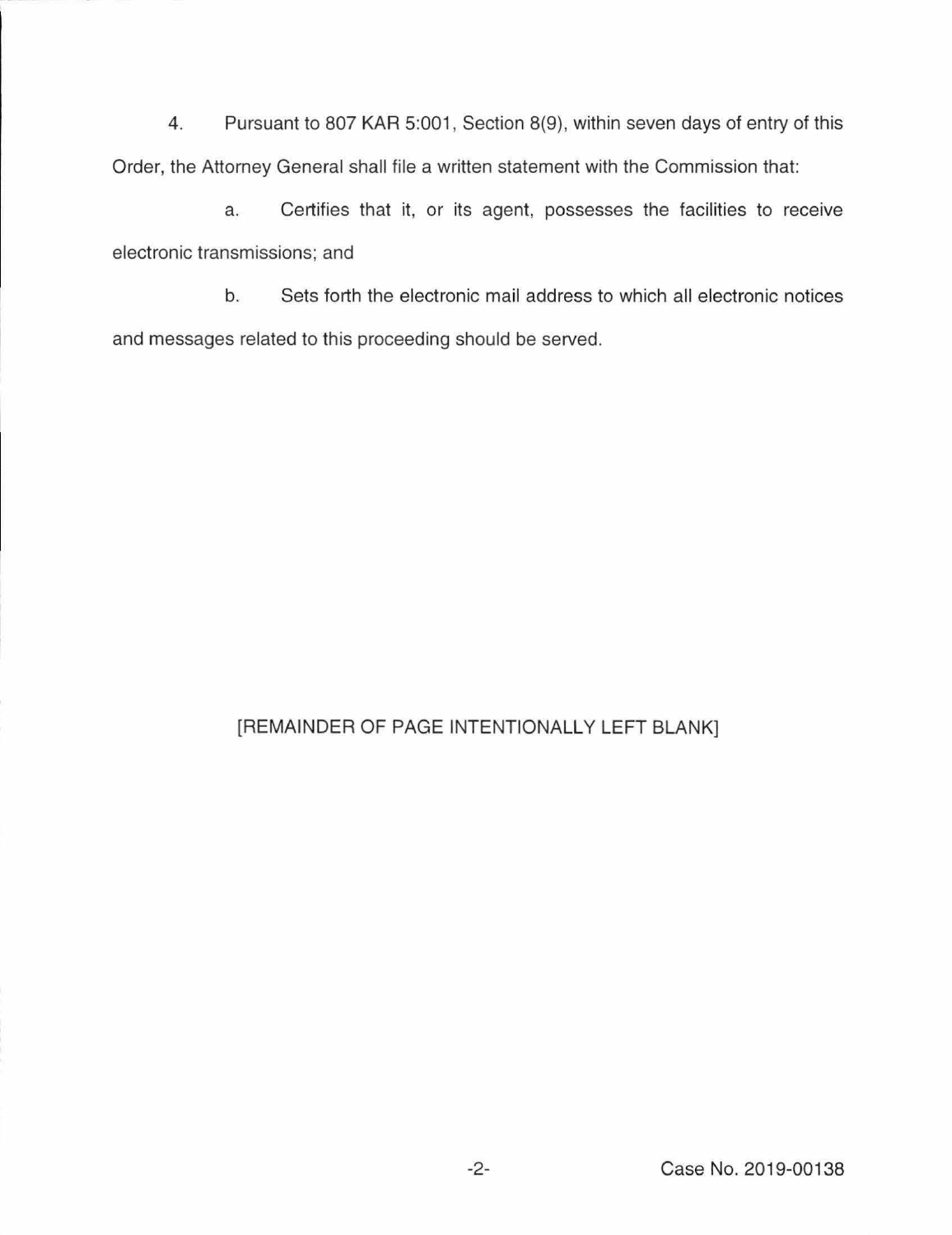4. Pursuant to 807 KAR 5:001, Section 8(9), within seven days of entry of this Order, the Attorney General shall file a written statement with the Commission that:

   a. Certifies that it, or its agent, possesses the facilities to receive electronic transmissions; and

   b. Sets forth the electronic mail address to which all electronic notices and messages related to this proceeding should be served.

[REMAINDER OF PAGE INTENTIONALLY LEFT BLANK]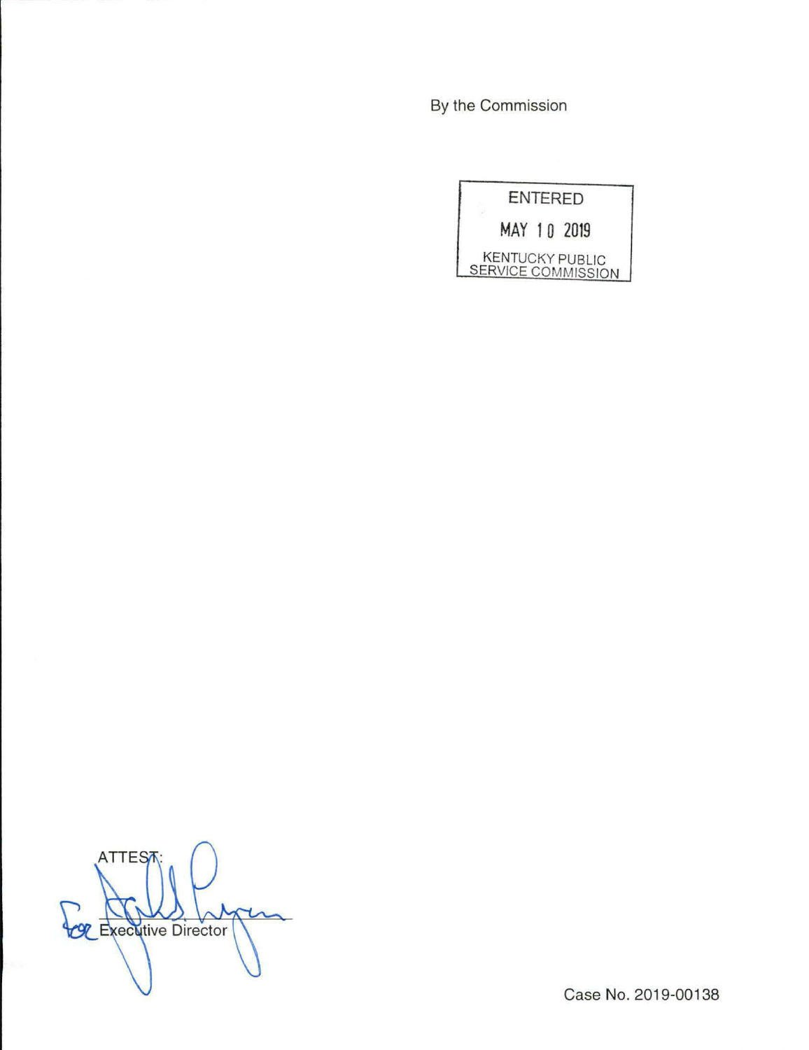By the Commission

ENTERED

MAY 10 2019

KENTUCKY PUBLIC SERVICE COMMISSION

ATTEST:

For Executive Director

Case No. 2019-00138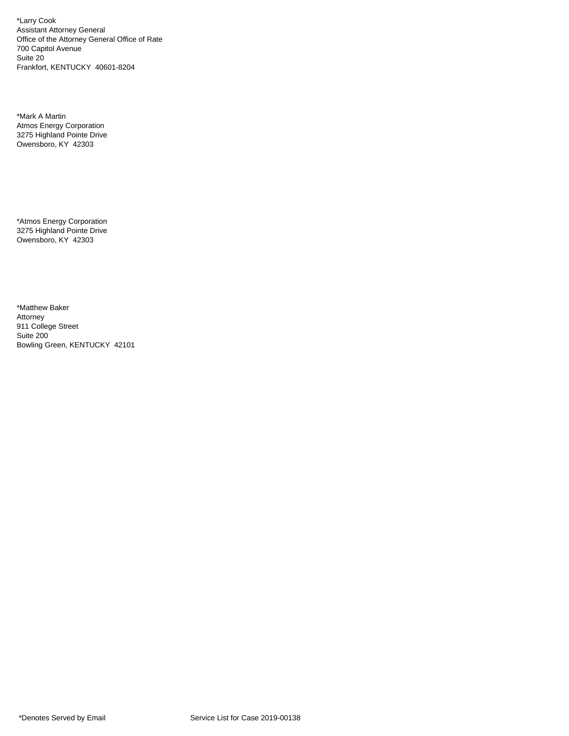*Larry Cook
Assistant Attorney General
Office of the Attorney General Office of Rate
700 Capitol Avenue
Suite 20
Frankfort, KENTUCKY 40601-8204

*Mark A Martin
Atmos Energy Corporation
3275 Highland Pointe Drive
Owensboro, KY 42303

*Atmos Energy Corporation
3275 Highland Pointe Drive
Owensboro, KY 42303

*Matthew Baker
Attorney
911 College Street
Suite 200
Bowling Green, KENTUCKY 42101